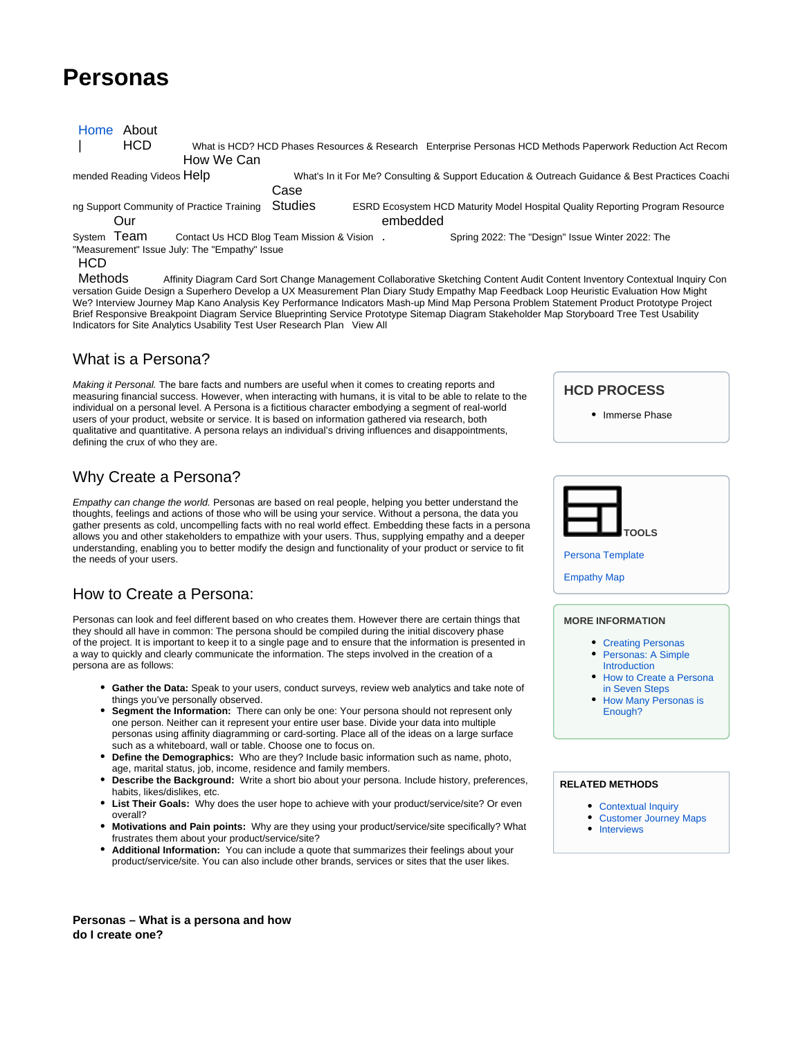# Personas

Home | About HCD What is HCD? HCD Phases Resources & Research Enterprise Personas HCD Methods Paperwork Reduction Act Recommended Reading Videos How We Can Help What's In it For Me? Consulting & Support Education & Outreach Guidance & Best Practices Coaching Support Community of Practice Training Case Studies ESRD Ecosystem HCD Maturity Model Hospital Quality Reporting Program Resource System Our Team Contact Us HCD Blog Team Mission & Vision embedded. Spring 2022: The "Design" Issue Winter 2022: The "Measurement" Issue July: The "Empathy" Issue

HCD Methods Affinity Diagram Card Sort Change Management Collaborative Sketching Content Audit Content Inventory Contextual Inquiry Conversation Guide Design a Superhero Develop a UX Measurement Plan Diary Study Empathy Map Feedback Loop Heuristic Evaluation How Might We? Interview Journey Map Kano Analysis Key Performance Indicators Mash-up Mind Map Persona Problem Statement Product Prototype Project Brief Responsive Breakpoint Diagram Service Blueprinting Service Prototype Sitemap Diagram Stakeholder Map Storyboard Tree Test Usability Indicators for Site Analytics Usability Test User Research Plan View All

## What is a Persona?

*Making it Personal.* The bare facts and numbers are useful when it comes to creating reports and measuring financial success. However, when interacting with humans, it is vital to be able to relate to the individual on a personal level. A Persona is a fictitious character embodying a segment of real-world users of your product, website or service. It is based on information gathered via research, both qualitative and quantitative. A persona relays an individual's driving influences and disappointments, defining the crux of who they are.

## Why Create a Persona?

*Empathy can change the world.* Personas are based on real people, helping you better understand the thoughts, feelings and actions of those who will be using your service. Without a persona, the data you gather presents as cold, uncompelling facts with no real world effect. Embedding these facts in a persona allows you and other stakeholders to empathize with your users. Thus, supplying empathy and a deeper understanding, enabling you to better modify the design and functionality of your product or service to fit the needs of your users.

## How to Create a Persona:

Personas can look and feel different based on who creates them. However there are certain things that they should all have in common: The persona should be compiled during the initial discovery phase of the project. It is important to keep it to a single page and to ensure that the information is presented in a way to quickly and clearly communicate the information. The steps involved in the creation of a persona are as follows:

- **Gather the Data:** Speak to your users, conduct surveys, review web analytics and take note of things you've personally observed.
- **Segment the Information:** There can only be one: Your persona should not represent only one person. Neither can it represent your entire user base. Divide your data into multiple personas using affinity diagramming or card-sorting. Place all of the ideas on a large surface such as a whiteboard, wall or table. Choose one to focus on.
- **Define the Demographics:** Who are they? Include basic information such as name, photo, age, marital status, job, income, residence and family members.
- **Describe the Background:** Write a short bio about your persona. Include history, preferences, habits, likes/dislikes, etc.
- **List Their Goals:** Why does the user hope to achieve with your product/service/site? Or even overall?
- **Motivations and Pain points:** Why are they using your product/service/site specifically? What frustrates them about your product/service/site?
- **Additional Information:** You can include a quote that summarizes their feelings about your product/service/site. You can also include other brands, services or sites that the user likes.

**Personas – What is a persona and how do I create one?**

### HCD PROCESS

- Immerse Phase

### TOOLS

Persona Template

Empathy Map

### MORE INFORMATION

- Creating Personas
- Personas: A Simple Introduction
- How to Create a Persona in Seven Steps
- How Many Personas is Enough?

### RELATED METHODS

- Contextual Inquiry
- Customer Journey Maps
- Interviews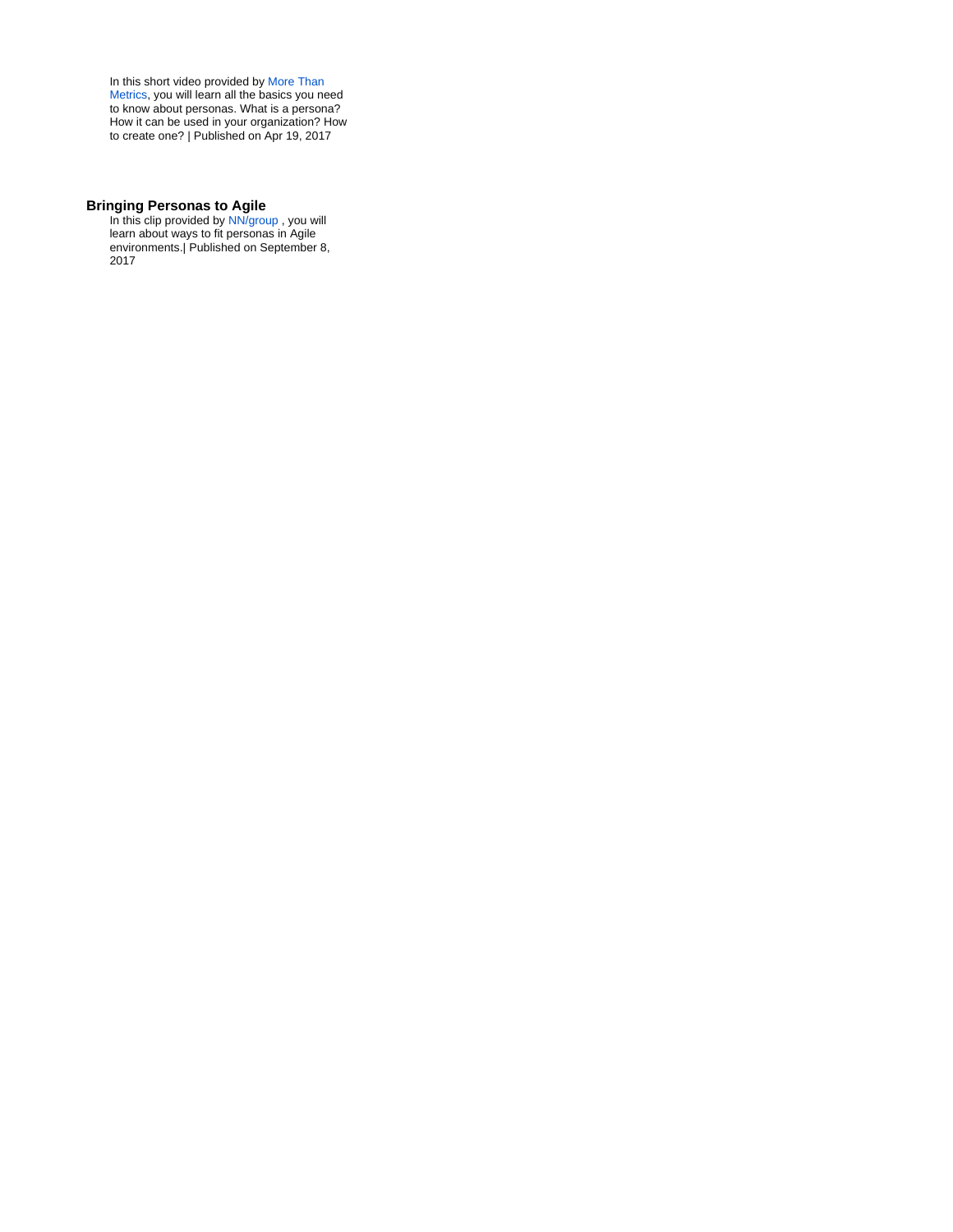In this short video provided by More Than Metrics, you will learn all the basics you need to know about personas. What is a persona? How it can be used in your organization? How to create one? | Published on Apr 19, 2017

### Bringing Personas to Agile

In this clip provided by NN/group , you will learn about ways to fit personas in Agile environments.| Published on September 8, 2017